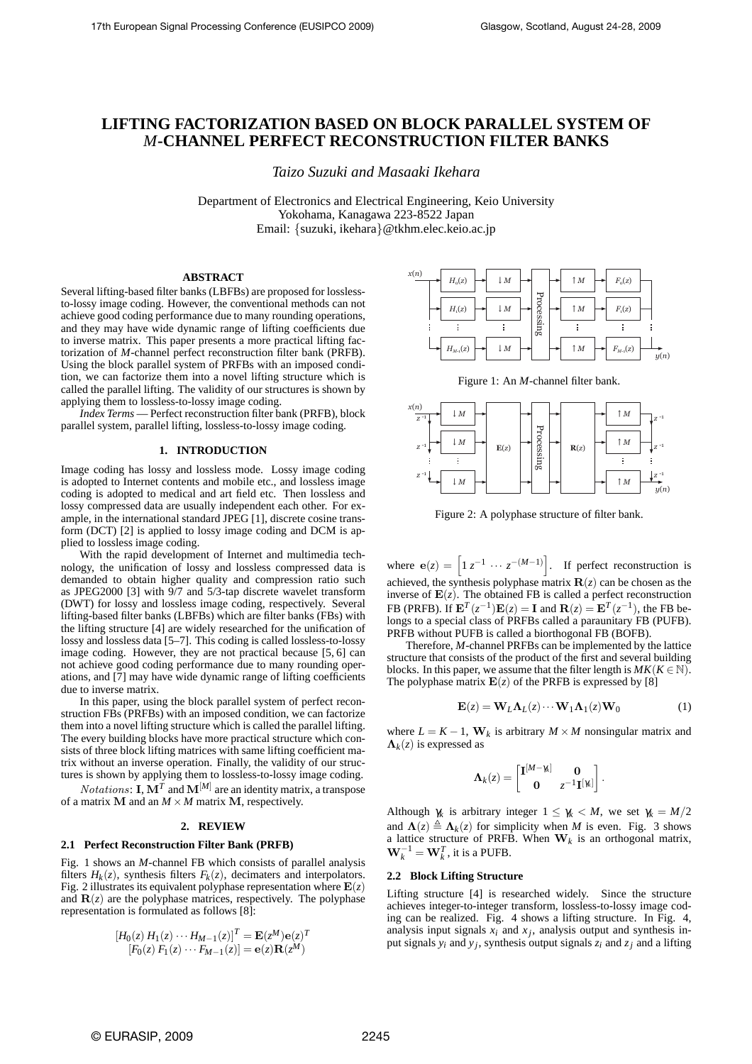# LIFTING FACTORIZATION BASED ON BLOCK PARALLEL SYSTEM OF *M*-CHANNEL PERFECT RECONSTRUCTION FILTER BANKS

*Taizo Suzuki and Masaaki Ikehara*

Department of Electronics and Electrical Engineering, Keio University
Yokohama, Kanagawa 223-8522 Japan
Email: {suzuki, ikehara}@tkhm.elec.keio.ac.jp

### ABSTRACT

Several lifting-based filter banks (LBFBs) are proposed for lossless-to-lossy image coding. However, the conventional methods can not achieve good coding performance due to many rounding operations, and they may have wide dynamic range of lifting coefficients due to inverse matrix. This paper presents a more practical lifting factorization of *M*-channel perfect reconstruction filter bank (PRFB). Using the block parallel system of PRFBs with an imposed condition, we can factorize them into a novel lifting structure which is called the parallel lifting. The validity of our structures is shown by applying them to lossless-to-lossy image coding.

*Index Terms* — Perfect reconstruction filter bank (PRFB), block parallel system, parallel lifting, lossless-to-lossy image coding.

## 1. INTRODUCTION

Image coding has lossy and lossless mode. Lossy image coding is adopted to Internet contents and mobile etc., and lossless image coding is adopted to medical and art field etc. Then lossless and lossy compressed data are usually independent each other. For example, in the international standard JPEG [1], discrete cosine transform (DCT) [2] is applied to lossy image coding and DCM is applied to lossless image coding.

With the rapid development of Internet and multimedia technology, the unification of lossy and lossless compressed data is demanded to obtain higher quality and compression ratio such as JPEG2000 [3] with 9/7 and 5/3-tap discrete wavelet transform (DWT) for lossy and lossless image coding, respectively. Several lifting-based filter banks (LBFBs) which are filter banks (FBs) with the lifting structure [4] are widely researched for the unification of lossy and lossless data [5–7]. This coding is called lossless-to-lossy image coding. However, they are not practical because [5, 6] can not achieve good coding performance due to many rounding operations, and [7] may have wide dynamic range of lifting coefficients due to inverse matrix.

In this paper, using the block parallel system of perfect reconstruction FBs (PRFBs) with an imposed condition, we can factorize them into a novel lifting structure which is called the parallel lifting. The every building blocks have more practical structure which consists of three block lifting matrices with same lifting coefficient matrix without an inverse operation. Finally, the validity of our structures is shown by applying them to lossless-to-lossy image coding.

*Notations*: $\mathbf{I}$, $\mathbf{M}^T$ and $\mathbf{M}^{[M]}$ are an identity matrix, a transpose of a matrix $\mathbf{M}$ and an $M \times M$ matrix $\mathbf{M}$, respectively.

## 2. REVIEW

### 2.1 Perfect Reconstruction Filter Bank (PRFB)

Fig. 1 shows an *M*-channel FB which consists of parallel analysis filters $H_k(z)$, synthesis filters $F_k(z)$, decimaters and interpolators. Fig. 2 illustrates its equivalent polyphase representation where $\mathbf{E}(z)$ and $\mathbf{R}(z)$ are the polyphase matrices, respectively. The polyphase representation is formulated as follows [8]:

$$[H_0(z)\, H_1(z) \cdots H_{M-1}(z)]^T = \mathbf{E}(z^M)\mathbf{e}(z)^T$$
$$[F_0(z)\, F_1(z) \cdots F_{M-1}(z)] = \mathbf{e}(z)\mathbf{R}(z^M)$$

Figure 1: An *M*-channel filter bank.

Figure 2: A polyphase structure of filter bank.

where $\mathbf{e}(z) = \begin{bmatrix} 1 \; z^{-1} \; \cdots \; z^{-(M-1)} \end{bmatrix}$. If perfect reconstruction is achieved, the synthesis polyphase matrix $\mathbf{R}(z)$ can be chosen as the inverse of $\mathbf{E}(z)$. The obtained FB is called a perfect reconstruction FB (PRFB). If $\mathbf{E}^T(z^{-1})\mathbf{E}(z) = \mathbf{I}$ and $\mathbf{R}(z) = \mathbf{E}^T(z^{-1})$, the FB belongs to a special class of PRFBs called a paraunitary FB (PUFB). PRFB without PUFB is called a biorthogonal FB (BOFB).

Therefore, *M*-channel PRFBs can be implemented by the lattice structure that consists of the product of the first and several building blocks. In this paper, we assume that the filter length is $MK (K \in \mathbb{N})$. The polyphase matrix $\mathbf{E}(z)$ of the PRFB is expressed by [8]

$$\mathbf{E}(z) = \mathbf{W}_L \mathbf{\Lambda}_L(z) \cdots \mathbf{W}_1 \mathbf{\Lambda}_1(z) \mathbf{W}_0 \tag{1}$$

where $L = K-1$, $\mathbf{W}_k$ is arbitrary $M \times M$ nonsingular matrix and $\mathbf{\Lambda}_k(z)$ is expressed as

$$\mathbf{\Lambda}_k(z) = \begin{bmatrix} \mathbf{I}^{[M-\gamma_k]} & \mathbf{0} \\ \mathbf{0} & z^{-1}\mathbf{I}^{[\gamma_k]} \end{bmatrix}.$$

Although $\gamma_k$ is arbitrary integer $1 \le \gamma_k < M$, we set $\gamma_k = M/2$ and $\mathbf{\Lambda}(z) \triangleq \mathbf{\Lambda}_k(z)$ for simplicity when $M$ is even. Fig. 3 shows a lattice structure of PRFB. When $\mathbf{W}_k$ is an orthogonal matrix, $\mathbf{W}_k^{-1} = \mathbf{W}_k^T$, it is a PUFB.

### 2.2 Block Lifting Structure

Lifting structure [4] is researched widely. Since the structure achieves integer-to-integer transform, lossless-to-lossy image coding can be realized. Fig. 4 shows a lifting structure. In Fig. 4, analysis input signals $x_i$ and $x_j$, analysis output and synthesis input signals $y_i$ and $y_j$, synthesis output signals $z_i$ and $z_j$ and a lifting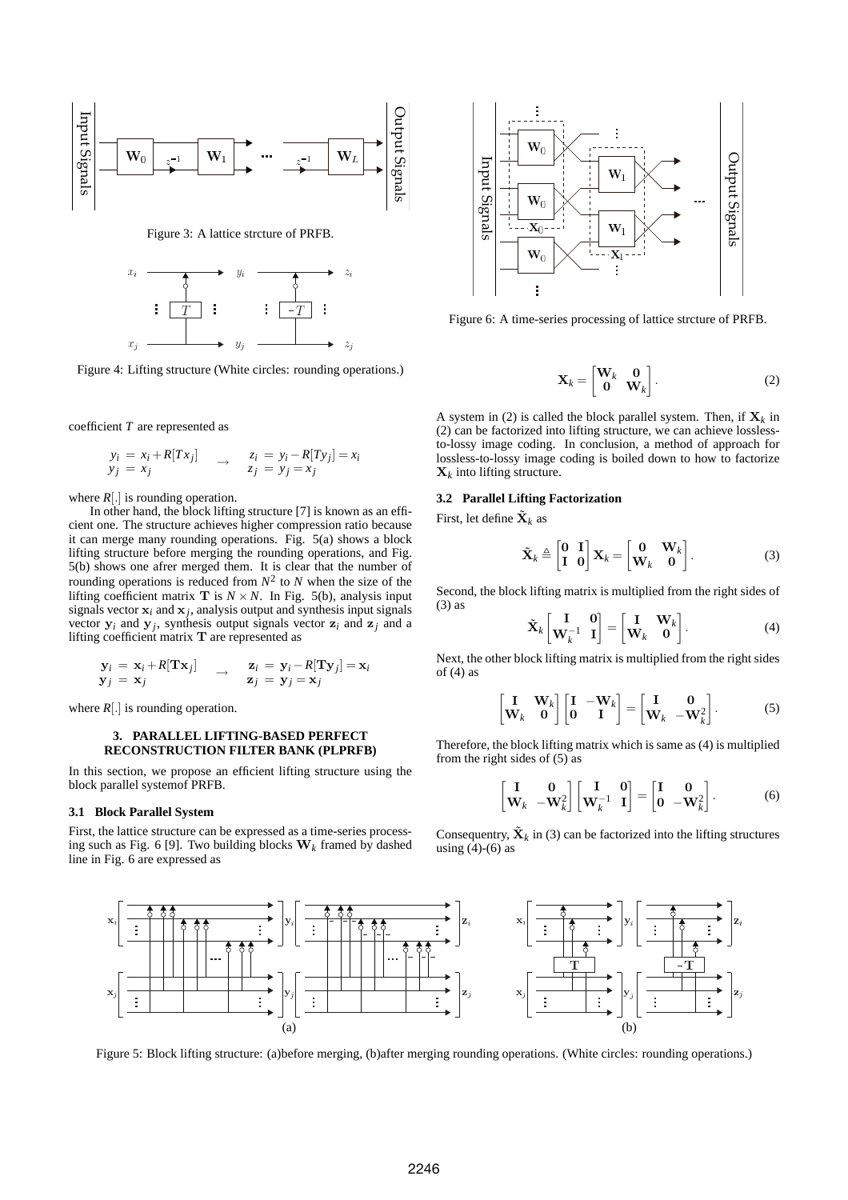Figure 3: A lattice strcture of PRFB.

Figure 4: Lifting structure (White circles: rounding operations.)

coefficient $T$ are represented as

$$\begin{aligned} y_i &= x_i + R[Tx_j] \\ y_j &= x_j \end{aligned} \quad \rightarrow \quad \begin{aligned} z_i &= y_i - R[Ty_j] = x_i \\ z_j &= y_j = x_j \end{aligned}$$

where $R[.]$ is rounding operation.

In other hand, the block lifting structure [7] is known as an efficient one. The structure achieves higher compression ratio because it can merge many rounding operations. Fig. 5(a) shows a block lifting structure before merging the rounding operations, and Fig. 5(b) shows one afrer merged them. It is clear that the number of rounding operations is reduced from $N^2$ to $N$ when the size of the lifting coefficient matrix $\mathbf{T}$ is $N \times N$. In Fig. 5(b), analysis input signals vector $\mathbf{x}_i$ and $\mathbf{x}_j$, analysis output and synthesis input signals vector $\mathbf{y}_i$ and $\mathbf{y}_j$, synthesis output signals vector $\mathbf{z}_i$ and $\mathbf{z}_j$ and a lifting coefficient matrix $\mathbf{T}$ are represented as

$$\begin{aligned} \mathbf{y}_i &= \mathbf{x}_i + R[\mathbf{T}\mathbf{x}_j] \\ \mathbf{y}_j &= \mathbf{x}_j \end{aligned} \quad \rightarrow \quad \begin{aligned} \mathbf{z}_i &= \mathbf{y}_i - R[\mathbf{T}\mathbf{y}_j] = \mathbf{x}_i \\ \mathbf{z}_j &= \mathbf{y}_j = \mathbf{x}_j \end{aligned}$$

where $R[.]$ is rounding operation.

## 3. PARALLEL LIFTING-BASED PERFECT RECONSTRUCTION FILTER BANK (PLPRFB)

In this section, we propose an efficient lifting structure using the block parallel systemof PRFB.

### 3.1 Block Parallel System

First, the lattice structure can be expressed as a time-series processing such as Fig. 6 [9]. Two building blocks $\mathbf{W}_k$ framed by dashed line in Fig. 6 are expressed as

Figure 6: A time-series processing of lattice strcture of PRFB.

$$\mathbf{X}_k = \begin{bmatrix} \mathbf{W}_k & \mathbf{0} \\ \mathbf{0} & \mathbf{W}_k \end{bmatrix}. \tag{2}$$

A system in (2) is called the block parallel system. Then, if $\mathbf{X}_k$ in (2) can be factorized into lifting structure, we can achieve lossless-to-lossy image coding. In conclusion, a method of approach for lossless-to-lossy image coding is boiled down to how to factorize $\mathbf{X}_k$ into lifting structure.

### 3.2 Parallel Lifting Factorization

First, let define $\tilde{\mathbf{X}}_k$ as

$$\tilde{\mathbf{X}}_k \triangleq \begin{bmatrix} \mathbf{0} & \mathbf{I} \\ \mathbf{I} & \mathbf{0} \end{bmatrix} \mathbf{X}_k = \begin{bmatrix} \mathbf{0} & \mathbf{W}_k \\ \mathbf{W}_k & \mathbf{0} \end{bmatrix}. \tag{3}$$

Second, the block lifting matrix is multiplied from the right sides of (3) as

$$\tilde{\mathbf{X}}_k \begin{bmatrix} \mathbf{I} & \mathbf{0} \\ \mathbf{W}_k^{-1} & \mathbf{I} \end{bmatrix} = \begin{bmatrix} \mathbf{I} & \mathbf{W}_k \\ \mathbf{W}_k & \mathbf{0} \end{bmatrix}. \tag{4}$$

Next, the other block lifting matrix is multiplied from the right sides of (4) as

$$\begin{bmatrix} \mathbf{I} & \mathbf{W}_k \\ \mathbf{W}_k & \mathbf{0} \end{bmatrix} \begin{bmatrix} \mathbf{I} & -\mathbf{W}_k \\ \mathbf{0} & \mathbf{I} \end{bmatrix} = \begin{bmatrix} \mathbf{I} & \mathbf{0} \\ \mathbf{W}_k & -\mathbf{W}_k^2 \end{bmatrix}. \tag{5}$$

Therefore, the block lifting matrix which is same as (4) is multiplied from the right sides of (5) as

$$\begin{bmatrix} \mathbf{I} & \mathbf{0} \\ \mathbf{W}_k & -\mathbf{W}_k^2 \end{bmatrix} \begin{bmatrix} \mathbf{I} & \mathbf{0} \\ \mathbf{W}_k^{-1} & \mathbf{I} \end{bmatrix} = \begin{bmatrix} \mathbf{I} & \mathbf{0} \\ \mathbf{0} & -\mathbf{W}_k^2 \end{bmatrix}. \tag{6}$$

Consequentry, $\tilde{\mathbf{X}}_k$ in (3) can be factorized into the lifting structures using (4)-(6) as

Figure 5: Block lifting structure: (a)before merging, (b)after merging rounding operations. (White circles: rounding operations.)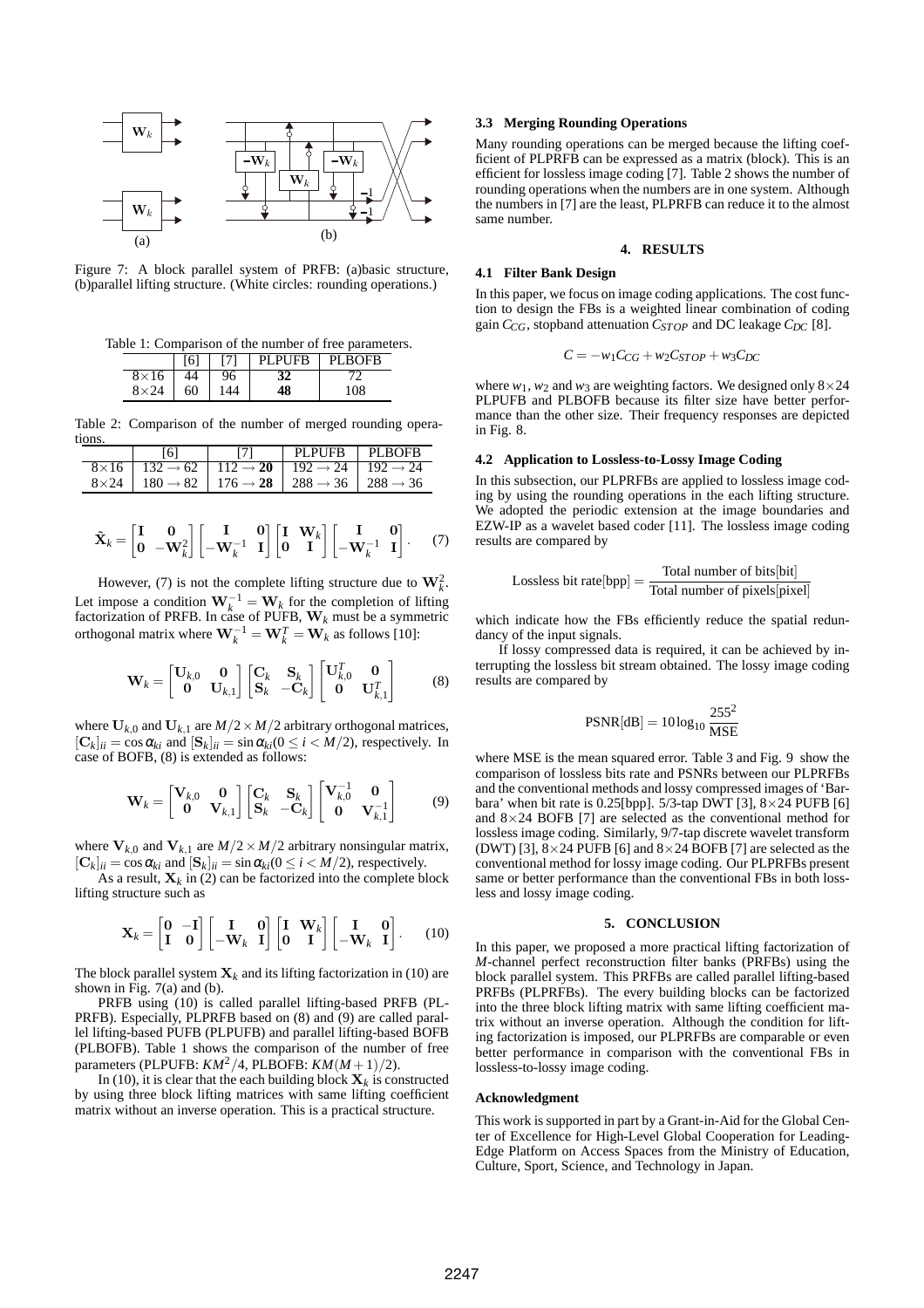Figure 7: A block parallel system of PRFB: (a)basic structure, (b)parallel lifting structure. (White circles: rounding operations.)

Table 1: Comparison of the number of free parameters.

| | [6] | [7] | PLPUFB | PLBOFB |
|---|---|---|---|---|
| 8×16 | 44 | 96 | **32** | 72 |
| 8×24 | 60 | 144 | **48** | 108 |

Table 2: Comparison of the number of merged rounding operations.

| | [6] | [7] | PLPUFB | PLBOFB |
|---|---|---|---|---|
| 8×16 | $132 \to 62$ | $112 \to$ **20** | $192 \to 24$ | $192 \to 24$ |
| 8×24 | $180 \to 82$ | $176 \to$ **28** | $288 \to 36$ | $288 \to 36$ |

$$\tilde{\mathbf{X}}_k = \begin{bmatrix} \mathbf{I} & \mathbf{0} \\ \mathbf{0} & -\mathbf{W}_k^2 \end{bmatrix} \begin{bmatrix} \mathbf{I} & \mathbf{0} \\ -\mathbf{W}_k^{-1} & \mathbf{I} \end{bmatrix} \begin{bmatrix} \mathbf{I} & \mathbf{W}_k \\ \mathbf{0} & \mathbf{I} \end{bmatrix} \begin{bmatrix} \mathbf{I} & \mathbf{0} \\ -\mathbf{W}_k^{-1} & \mathbf{I} \end{bmatrix}. \tag{7}$$

However, (7) is not the complete lifting structure due to $\mathbf{W}_k^2$. Let impose a condition $\mathbf{W}_k^{-1} = \mathbf{W}_k$ for the completion of lifting factorization of PRFB. In case of PUFB, $\mathbf{W}_k$ must be a symmetric orthogonal matrix where $\mathbf{W}_k^{-1} = \mathbf{W}_k^T = \mathbf{W}_k$ as follows [10]:

$$\mathbf{W}_k = \begin{bmatrix} \mathbf{U}_{k,0} & \mathbf{0} \\ \mathbf{0} & \mathbf{U}_{k,1} \end{bmatrix} \begin{bmatrix} \mathbf{C}_k & \mathbf{S}_k \\ \mathbf{S}_k & -\mathbf{C}_k \end{bmatrix} \begin{bmatrix} \mathbf{U}_{k,0}^T & \mathbf{0} \\ \mathbf{0} & \mathbf{U}_{k,1}^T \end{bmatrix} \tag{8}$$

where $\mathbf{U}_{k,0}$ and $\mathbf{U}_{k,1}$ are $M/2 \times M/2$ arbitrary orthogonal matrices, $[\mathbf{C}_k]_{ii} = \cos \alpha_{ki}$ and $[\mathbf{S}_k]_{ii} = \sin \alpha_{ki} (0 \le i < M/2)$, respectively. In case of BOFB, (8) is extended as follows:

$$\mathbf{W}_k = \begin{bmatrix} \mathbf{V}_{k,0} & \mathbf{0} \\ \mathbf{0} & \mathbf{V}_{k,1} \end{bmatrix} \begin{bmatrix} \mathbf{C}_k & \mathbf{S}_k \\ \mathbf{S}_k & -\mathbf{C}_k \end{bmatrix} \begin{bmatrix} \mathbf{V}_{k,0}^{-1} & \mathbf{0} \\ \mathbf{0} & \mathbf{V}_{k,1}^{-1} \end{bmatrix} \tag{9}$$

where $\mathbf{V}_{k,0}$ and $\mathbf{V}_{k,1}$ are $M/2 \times M/2$ arbitrary nonsingular matrix, $[\mathbf{C}_k]_{ii} = \cos \alpha_{ki}$ and $[\mathbf{S}_k]_{ii} = \sin \alpha_{ki} (0 \le i < M/2)$, respectively.

As a result, $\mathbf{X}_k$ in (2) can be factorized into the complete block lifting structure such as

$$\mathbf{X}_k = \begin{bmatrix} \mathbf{0} & -\mathbf{I} \\ \mathbf{I} & \mathbf{0} \end{bmatrix} \begin{bmatrix} \mathbf{I} & \mathbf{0} \\ -\mathbf{W}_k & \mathbf{I} \end{bmatrix} \begin{bmatrix} \mathbf{I} & \mathbf{W}_k \\ \mathbf{0} & \mathbf{I} \end{bmatrix} \begin{bmatrix} \mathbf{I} & \mathbf{0} \\ -\mathbf{W}_k & \mathbf{I} \end{bmatrix}. \tag{10}$$

The block parallel system $\mathbf{X}_k$ and its lifting factorization in (10) are shown in Fig. 7(a) and (b).

PRFB using (10) is called parallel lifting-based PRFB (PLPRFB). Especially, PLPRFB based on (8) and (9) are called parallel lifting-based PUFB (PLPUFB) and parallel lifting-based BOFB (PLBOFB). Table 1 shows the comparison of the number of free parameters (PLPUFB: $KM^2/4$, PLBOFB: $KM(M+1)/2$).

In (10), it is clear that the each building block $\mathbf{X}_k$ is constructed by using three block lifting matrices with same lifting coefficient matrix without an inverse operation. This is a practical structure.

### 3.3 Merging Rounding Operations

Many rounding operations can be merged because the lifting coefficient of PLPRFB can be expressed as a matrix (block). This is an efficient for lossless image coding [7]. Table 2 shows the number of rounding operations when the numbers are in one system. Although the numbers in [7] are the least, PLPRFB can reduce it to the almost same number.

## 4. RESULTS

### 4.1 Filter Bank Design

In this paper, we focus on image coding applications. The cost function to design the FBs is a weighted linear combination of coding gain $C_{CG}$, stopband attenuation $C_{STOP}$ and DC leakage $C_{DC}$ [8].

$$C = -w_1 C_{CG} + w_2 C_{STOP} + w_3 C_{DC}$$

where $w_1$, $w_2$ and $w_3$ are weighting factors. We designed only $8\times 24$ PLPUFB and PLBOFB because its filter size have better performance than the other size. Their frequency responses are depicted in Fig. 8.

### 4.2 Application to Lossless-to-Lossy Image Coding

In this subsection, our PLPRFBs are applied to lossless image coding by using the rounding operations in the each lifting structure. We adopted the periodic extension at the image boundaries and EZW-IP as a wavelet based coder [11]. The lossless image coding results are compared by

$$\text{Lossless bit rate[bpp]} = \frac{\text{Total number of bits[bit]}}{\text{Total number of pixels[pixel]}}$$

which indicate how the FBs efficiently reduce the spatial redundancy of the input signals.

If lossy compressed data is required, it can be achieved by interrupting the lossless bit stream obtained. The lossy image coding results are compared by

$$\text{PSNR[dB]} = 10 \log_{10} \frac{255^2}{\text{MSE}}$$

where MSE is the mean squared error. Table 3 and Fig. 9 show the comparison of lossless bits rate and PSNRs between our PLPRFBs and the conventional methods and lossy compressed images of 'Barbara' when bit rate is 0.25[bpp]. 5/3-tap DWT [3], $8\times 24$ PUFB [6] and $8\times 24$ BOFB [7] are selected as the conventional method for lossless image coding. Similarly, 9/7-tap discrete wavelet transform (DWT) [3], $8\times 24$ PUFB [6] and $8\times 24$ BOFB [7] are selected as the conventional method for lossy image coding. Our PLPRFBs present same or better performance than the conventional FBs in both lossless and lossy image coding.

## 5. CONCLUSION

In this paper, we proposed a more practical lifting factorization of *M*-channel perfect reconstruction filter banks (PRFBs) using the block parallel system. This PRFBs are called parallel lifting-based PRFBs (PLPRFBs). The every building blocks can be factorized into the three block lifting matrix with same lifting coefficient matrix without an inverse operation. Although the condition for lifting factorization is imposed, our PLPRFBs are comparable or even better performance in comparison with the conventional FBs in lossless-to-lossy image coding.

### Acknowledgment

This work is supported in part by a Grant-in-Aid for the Global Center of Excellence for High-Level Global Cooperation for Leading-Edge Platform on Access Spaces from the Ministry of Education, Culture, Sport, Science, and Technology in Japan.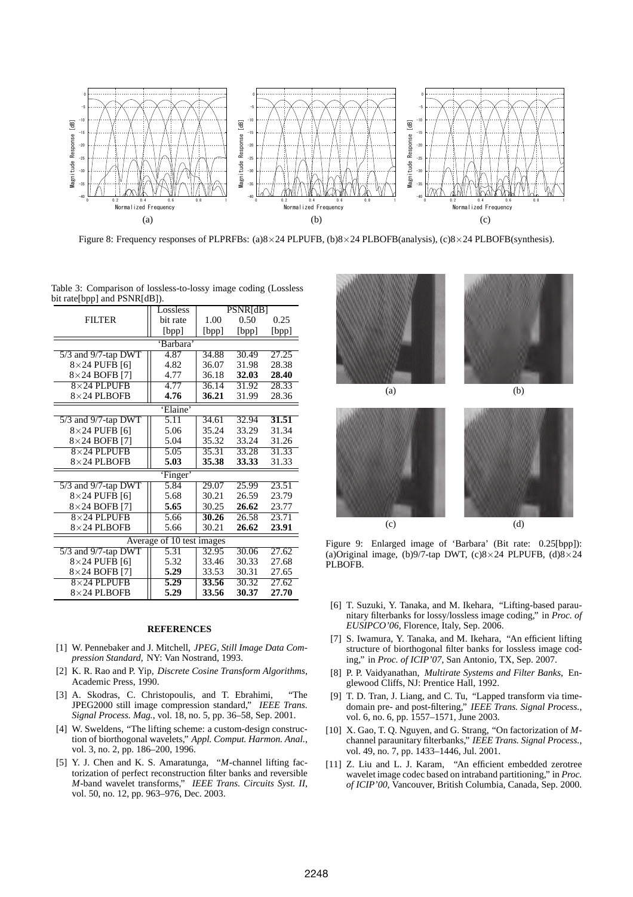Magnitude Response [dB]

Normalized Frequency

(a)

(b)

(c)

Figure 8: Frequency responses of PLPRFBs: (a)8×24 PLPUFB, (b)8×24 PLBOFB(analysis), (c)8×24 PLBOFB(synthesis).

Table 3: Comparison of lossless-to-lossy image coding (Lossless bit rate[bpp] and PSNR[dB]).

| FILTER | Lossless bit rate [bpp] | PSNR[dB] 1.00 [bpp] | 0.50 [bpp] | 0.25 [bpp] |
|---|---|---|---|---|
| 'Barbara' | | | | |
| 5/3 and 9/7-tap DWT | 4.87 | 34.88 | 30.49 | 27.25 |
| 8×24 PUFB [6] | 4.82 | 36.07 | 31.98 | 28.38 |
| 8×24 BOFB [7] | 4.77 | 36.18 | **32.03** | **28.40** |
| 8×24 PLPUFB | 4.77 | 36.14 | 31.92 | 28.33 |
| 8×24 PLBOFB | **4.76** | **36.21** | 31.99 | 28.36 |
| 'Elaine' | | | | |
| 5/3 and 9/7-tap DWT | 5.11 | 34.61 | 32.94 | **31.51** |
| 8×24 PUFB [6] | 5.06 | 35.24 | 33.29 | 31.34 |
| 8×24 BOFB [7] | 5.04 | 35.32 | 33.24 | 31.26 |
| 8×24 PLPUFB | 5.05 | 35.31 | 33.28 | 31.33 |
| 8×24 PLBOFB | **5.03** | **35.38** | **33.33** | 31.33 |
| 'Finger' | | | | |
| 5/3 and 9/7-tap DWT | 5.84 | 29.07 | 25.99 | 23.51 |
| 8×24 PUFB [6] | 5.68 | 30.21 | 26.59 | 23.79 |
| 8×24 BOFB [7] | **5.65** | 30.25 | **26.62** | 23.77 |
| 8×24 PLPUFB | 5.66 | **30.26** | 26.58 | 23.71 |
| 8×24 PLBOFB | 5.66 | 30.21 | **26.62** | **23.91** |
| Average of 10 test images | | | | |
| 5/3 and 9/7-tap DWT | 5.31 | 32.95 | 30.06 | 27.62 |
| 8×24 PUFB [6] | 5.32 | 33.46 | 30.33 | 27.68 |
| 8×24 BOFB [7] | **5.29** | 33.53 | 30.31 | 27.65 |
| 8×24 PLPUFB | **5.29** | **33.56** | 30.32 | 27.62 |
| 8×24 PLBOFB | **5.29** | **33.56** | **30.37** | **27.70** |

(a) (b)

(c) (d)

Figure 9: Enlarged image of 'Barbara' (Bit rate: 0.25[bpp]): (a)Original image, (b)9/7-tap DWT, (c)8×24 PLPUFB, (d)8×24 PLBOFB.

## REFERENCES

[1] W. Pennebaker and J. Mitchell, *JPEG, Still Image Data Compression Standard*, NY: Van Nostrand, 1993.

[2] K. R. Rao and P. Yip, *Discrete Cosine Transform Algorithms*, Academic Press, 1990.

[3] A. Skodras, C. Christopoulis, and T. Ebrahimi, "The JPEG2000 still image compression standard," *IEEE Trans. Signal Process. Mag.*, vol. 18, no. 5, pp. 36–58, Sep. 2001.

[4] W. Sweldens, "The lifting scheme: a custom-design construction of biorthogonal wavelets," *Appl. Comput. Harmon. Anal.*, vol. 3, no. 2, pp. 186–200, 1996.

[5] Y. J. Chen and K. S. Amaratunga, "*M*-channel lifting factorization of perfect reconstruction filter banks and reversible *M*-band wavelet transforms," *IEEE Trans. Circuits Syst. II*, vol. 50, no. 12, pp. 963–976, Dec. 2003.

[6] T. Suzuki, Y. Tanaka, and M. Ikehara, "Lifting-based paraunitary filterbanks for lossy/lossless image coding," in *Proc. of EUSIPCO'06*, Florence, Italy, Sep. 2006.

[7] S. Iwamura, Y. Tanaka, and M. Ikehara, "An efficient lifting structure of biorthogonal filter banks for lossless image coding," in *Proc. of ICIP'07*, San Antonio, TX, Sep. 2007.

[8] P. P. Vaidyanathan, *Multirate Systems and Filter Banks*, Englewood Cliffs, NJ: Prentice Hall, 1992.

[9] T. D. Tran, J. Liang, and C. Tu, "Lapped transform via time-domain pre- and post-filtering," *IEEE Trans. Signal Process.*, vol. 6, no. 6, pp. 1557–1571, June 2003.

[10] X. Gao, T. Q. Nguyen, and G. Strang, "On factorization of *M*-channel paraunitary filterbanks," *IEEE Trans. Signal Process.*, vol. 49, no. 7, pp. 1433–1446, Jul. 2001.

[11] Z. Liu and L. J. Karam, "An efficient embedded zerotree wavelet image codec based on intraband partitioning," in *Proc. of ICIP'00*, Vancouver, British Columbia, Canada, Sep. 2000.